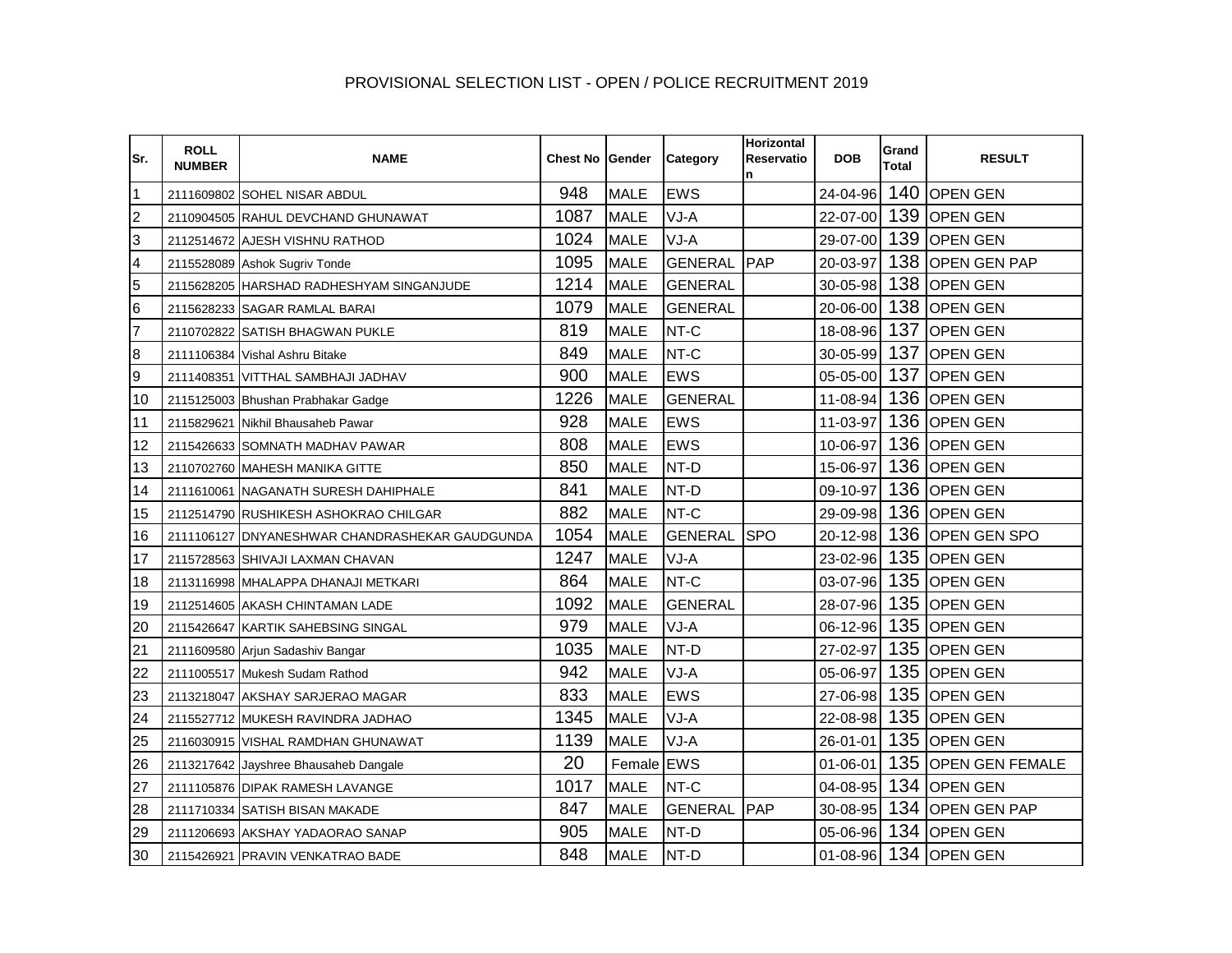# PROVISIONAL SELECTION LIST - OPEN / POLICE RECRUITMENT 2019

| Sr. | ROLL NUMBER | NAME | Chest No | Gender | Category | Horizontal Reservation | DOB | Grand Total | RESULT |
|---|---|---|---|---|---|---|---|---|---|
| 1 | 2111609802 | SOHEL NISAR ABDUL | 948 | MALE | EWS | | 24-04-96 | 140 | OPEN GEN |
| 2 | 2110904505 | RAHUL DEVCHAND GHUNAWAT | 1087 | MALE | VJ-A | | 22-07-00 | 139 | OPEN GEN |
| 3 | 2112514672 | AJESH VISHNU RATHOD | 1024 | MALE | VJ-A | | 29-07-00 | 139 | OPEN GEN |
| 4 | 2115528089 | Ashok Sugriv Tonde | 1095 | MALE | GENERAL | PAP | 20-03-97 | 138 | OPEN GEN PAP |
| 5 | 2115628205 | HARSHAD RADHESHYAM SINGANJUDE | 1214 | MALE | GENERAL | | 30-05-98 | 138 | OPEN GEN |
| 6 | 2115628233 | SAGAR RAMLAL BARAI | 1079 | MALE | GENERAL | | 20-06-00 | 138 | OPEN GEN |
| 7 | 2110702822 | SATISH BHAGWAN PUKLE | 819 | MALE | NT-C | | 18-08-96 | 137 | OPEN GEN |
| 8 | 2111106384 | Vishal Ashru Bitake | 849 | MALE | NT-C | | 30-05-99 | 137 | OPEN GEN |
| 9 | 2111408351 | VITTHAL SAMBHAJI JADHAV | 900 | MALE | EWS | | 05-05-00 | 137 | OPEN GEN |
| 10 | 2115125003 | Bhushan Prabhakar Gadge | 1226 | MALE | GENERAL | | 11-08-94 | 136 | OPEN GEN |
| 11 | 2115829621 | Nikhil Bhausaheb Pawar | 928 | MALE | EWS | | 11-03-97 | 136 | OPEN GEN |
| 12 | 2115426633 | SOMNATH MADHAV PAWAR | 808 | MALE | EWS | | 10-06-97 | 136 | OPEN GEN |
| 13 | 2110702760 | MAHESH MANIKA GITTE | 850 | MALE | NT-D | | 15-06-97 | 136 | OPEN GEN |
| 14 | 2111610061 | NAGANATH SURESH DAHIPHALE | 841 | MALE | NT-D | | 09-10-97 | 136 | OPEN GEN |
| 15 | 2112514790 | RUSHIKESH ASHOKRAO CHILGAR | 882 | MALE | NT-C | | 29-09-98 | 136 | OPEN GEN |
| 16 | 2111106127 | DNYANESHWAR CHANDRASHEKAR GAUDGUNDA | 1054 | MALE | GENERAL | SPO | 20-12-98 | 136 | OPEN GEN SPO |
| 17 | 2115728563 | SHIVAJI LAXMAN CHAVAN | 1247 | MALE | VJ-A | | 23-02-96 | 135 | OPEN GEN |
| 18 | 2113116998 | MHALAPPA DHANAJI METKARI | 864 | MALE | NT-C | | 03-07-96 | 135 | OPEN GEN |
| 19 | 2112514605 | AKASH CHINTAMAN LADE | 1092 | MALE | GENERAL | | 28-07-96 | 135 | OPEN GEN |
| 20 | 2115426647 | KARTIK SAHEBSING SINGAL | 979 | MALE | VJ-A | | 06-12-96 | 135 | OPEN GEN |
| 21 | 2111609580 | Arjun Sadashiv Bangar | 1035 | MALE | NT-D | | 27-02-97 | 135 | OPEN GEN |
| 22 | 2111005517 | Mukesh Sudam Rathod | 942 | MALE | VJ-A | | 05-06-97 | 135 | OPEN GEN |
| 23 | 2113218047 | AKSHAY SARJERAO MAGAR | 833 | MALE | EWS | | 27-06-98 | 135 | OPEN GEN |
| 24 | 2115527712 | MUKESH RAVINDRA JADHAO | 1345 | MALE | VJ-A | | 22-08-98 | 135 | OPEN GEN |
| 25 | 2116030915 | VISHAL RAMDHAN GHUNAWAT | 1139 | MALE | VJ-A | | 26-01-01 | 135 | OPEN GEN |
| 26 | 2113217642 | Jayshree Bhausaheb Dangale | 20 | Female | EWS | | 01-06-01 | 135 | OPEN GEN FEMALE |
| 27 | 2111105876 | DIPAK RAMESH LAVANGE | 1017 | MALE | NT-C | | 04-08-95 | 134 | OPEN GEN |
| 28 | 2111710334 | SATISH BISAN MAKADE | 847 | MALE | GENERAL | PAP | 30-08-95 | 134 | OPEN GEN PAP |
| 29 | 2111206693 | AKSHAY YADAORAO SANAP | 905 | MALE | NT-D | | 05-06-96 | 134 | OPEN GEN |
| 30 | 2115426921 | PRAVIN VENKATRAO BADE | 848 | MALE | NT-D | | 01-08-96 | 134 | OPEN GEN |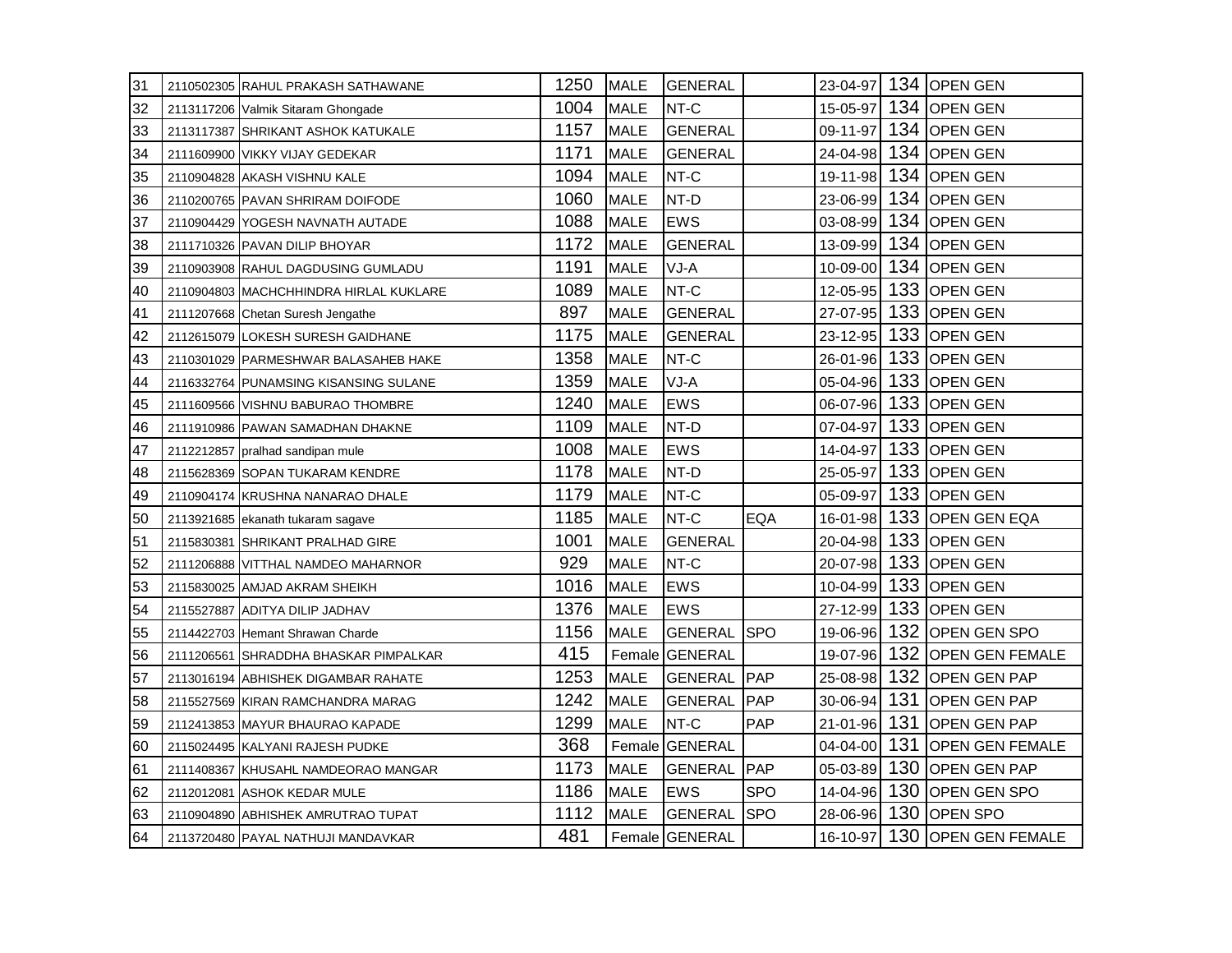| | | | | | | | | | |
|---|---|---|---|---|---|---|---|---|---|
| 31 | 2110502305 | RAHUL PRAKASH SATHAWANE | 1250 | MALE | GENERAL | | 23-04-97 | 134 | OPEN GEN |
| 32 | 2113117206 | Valmik Sitaram Ghongade | 1004 | MALE | NT-C | | 15-05-97 | 134 | OPEN GEN |
| 33 | 2113117387 | SHRIKANT ASHOK KATUKALE | 1157 | MALE | GENERAL | | 09-11-97 | 134 | OPEN GEN |
| 34 | 2111609900 | VIKKY VIJAY GEDEKAR | 1171 | MALE | GENERAL | | 24-04-98 | 134 | OPEN GEN |
| 35 | 2110904828 | AKASH VISHNU KALE | 1094 | MALE | NT-C | | 19-11-98 | 134 | OPEN GEN |
| 36 | 2110200765 | PAVAN SHRIRAM DOIFODE | 1060 | MALE | NT-D | | 23-06-99 | 134 | OPEN GEN |
| 37 | 2110904429 | YOGESH NAVNATH AUTADE | 1088 | MALE | EWS | | 03-08-99 | 134 | OPEN GEN |
| 38 | 2111710326 | PAVAN DILIP BHOYAR | 1172 | MALE | GENERAL | | 13-09-99 | 134 | OPEN GEN |
| 39 | 2110903908 | RAHUL DAGDUSING GUMLADU | 1191 | MALE | VJ-A | | 10-09-00 | 134 | OPEN GEN |
| 40 | 2110904803 | MACHCHHINDRA HIRLAL KUKLARE | 1089 | MALE | NT-C | | 12-05-95 | 133 | OPEN GEN |
| 41 | 2111207668 | Chetan Suresh Jengathe | 897 | MALE | GENERAL | | 27-07-95 | 133 | OPEN GEN |
| 42 | 2112615079 | LOKESH SURESH GAIDHANE | 1175 | MALE | GENERAL | | 23-12-95 | 133 | OPEN GEN |
| 43 | 2110301029 | PARMESHWAR BALASAHEB HAKE | 1358 | MALE | NT-C | | 26-01-96 | 133 | OPEN GEN |
| 44 | 2116332764 | PUNAMSING KISANSING SULANE | 1359 | MALE | VJ-A | | 05-04-96 | 133 | OPEN GEN |
| 45 | 2111609566 | VISHNU BABURAO THOMBRE | 1240 | MALE | EWS | | 06-07-96 | 133 | OPEN GEN |
| 46 | 2111910986 | PAWAN SAMADHAN DHAKNE | 1109 | MALE | NT-D | | 07-04-97 | 133 | OPEN GEN |
| 47 | 2112212857 | pralhad sandipan mule | 1008 | MALE | EWS | | 14-04-97 | 133 | OPEN GEN |
| 48 | 2115628369 | SOPAN TUKARAM KENDRE | 1178 | MALE | NT-D | | 25-05-97 | 133 | OPEN GEN |
| 49 | 2110904174 | KRUSHNA NANARAO DHALE | 1179 | MALE | NT-C | | 05-09-97 | 133 | OPEN GEN |
| 50 | 2113921685 | ekanath tukaram sagave | 1185 | MALE | NT-C | EQA | 16-01-98 | 133 | OPEN GEN EQA |
| 51 | 2115830381 | SHRIKANT PRALHAD GIRE | 1001 | MALE | GENERAL | | 20-04-98 | 133 | OPEN GEN |
| 52 | 2111206888 | VITTHAL NAMDEO MAHARNOR | 929 | MALE | NT-C | | 20-07-98 | 133 | OPEN GEN |
| 53 | 2115830025 | AMJAD AKRAM SHEIKH | 1016 | MALE | EWS | | 10-04-99 | 133 | OPEN GEN |
| 54 | 2115527887 | ADITYA DILIP JADHAV | 1376 | MALE | EWS | | 27-12-99 | 133 | OPEN GEN |
| 55 | 2114422703 | Hemant Shrawan Charde | 1156 | MALE | GENERAL | SPO | 19-06-96 | 132 | OPEN GEN SPO |
| 56 | 2111206561 | SHRADDHA BHASKAR PIMPALKAR | 415 | Female | GENERAL | | 19-07-96 | 132 | OPEN GEN FEMALE |
| 57 | 2113016194 | ABHISHEK DIGAMBAR RAHATE | 1253 | MALE | GENERAL | PAP | 25-08-98 | 132 | OPEN GEN PAP |
| 58 | 2115527569 | KIRAN RAMCHANDRA MARAG | 1242 | MALE | GENERAL | PAP | 30-06-94 | 131 | OPEN GEN PAP |
| 59 | 2112413853 | MAYUR BHAURAO KAPADE | 1299 | MALE | NT-C | PAP | 21-01-96 | 131 | OPEN GEN PAP |
| 60 | 2115024495 | KALYANI RAJESH PUDKE | 368 | Female | GENERAL | | 04-04-00 | 131 | OPEN GEN FEMALE |
| 61 | 2111408367 | KHUSAHL NAMDEORAO MANGAR | 1173 | MALE | GENERAL | PAP | 05-03-89 | 130 | OPEN GEN PAP |
| 62 | 2112012081 | ASHOK KEDAR MULE | 1186 | MALE | EWS | SPO | 14-04-96 | 130 | OPEN GEN SPO |
| 63 | 2110904890 | ABHISHEK AMRUTRAO TUPAT | 1112 | MALE | GENERAL | SPO | 28-06-96 | 130 | OPEN SPO |
| 64 | 2113720480 | PAYAL NATHUJI MANDAVKAR | 481 | Female | GENERAL | | 16-10-97 | 130 | OPEN GEN FEMALE |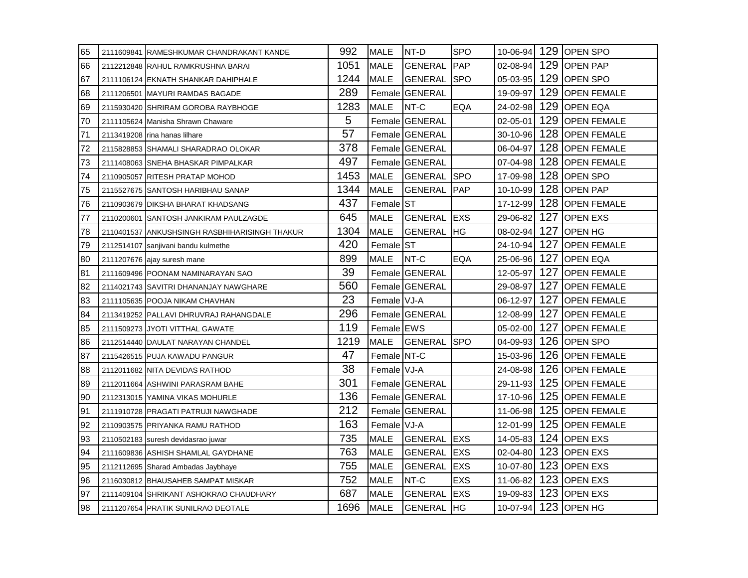| | | | | | | | | | |
|---|---|---|---|---|---|---|---|---|---|
| 65 | 2111609841 | RAMESHKUMAR CHANDRAKANT KANDE | 992 | MALE | NT-D | SPO | 10-06-94 | 129 | OPEN SPO |
| 66 | 2112212848 | RAHUL RAMKRUSHNA BARAI | 1051 | MALE | GENERAL | PAP | 02-08-94 | 129 | OPEN PAP |
| 67 | 2111106124 | EKNATH SHANKAR DAHIPHALE | 1244 | MALE | GENERAL | SPO | 05-03-95 | 129 | OPEN SPO |
| 68 | 2111206501 | MAYURI RAMDAS BAGADE | 289 | Female | GENERAL | | 19-09-97 | 129 | OPEN FEMALE |
| 69 | 2115930420 | SHRIRAM GOROBA RAYBHOGE | 1283 | MALE | NT-C | EQA | 24-02-98 | 129 | OPEN EQA |
| 70 | 2111105624 | Manisha Shrawn Chaware | 5 | Female | GENERAL | | 02-05-01 | 129 | OPEN FEMALE |
| 71 | 2113419208 | rina hanas lilhare | 57 | Female | GENERAL | | 30-10-96 | 128 | OPEN FEMALE |
| 72 | 2115828853 | SHAMALI SHARADRAO OLOKAR | 378 | Female | GENERAL | | 06-04-97 | 128 | OPEN FEMALE |
| 73 | 2111408063 | SNEHA BHASKAR PIMPALKAR | 497 | Female | GENERAL | | 07-04-98 | 128 | OPEN FEMALE |
| 74 | 2110905057 | RITESH PRATAP MOHOD | 1453 | MALE | GENERAL | SPO | 17-09-98 | 128 | OPEN SPO |
| 75 | 2115527675 | SANTOSH HARIBHAU SANAP | 1344 | MALE | GENERAL | PAP | 10-10-99 | 128 | OPEN PAP |
| 76 | 2110903679 | DIKSHA BHARAT KHADSANG | 437 | Female | ST | | 17-12-99 | 128 | OPEN FEMALE |
| 77 | 2110200601 | SANTOSH JANKIRAM PAULZAGDE | 645 | MALE | GENERAL | EXS | 29-06-82 | 127 | OPEN EXS |
| 78 | 2110401537 | ANKUSHSINGH RASBHIHARISINGH THAKUR | 1304 | MALE | GENERAL | HG | 08-02-94 | 127 | OPEN HG |
| 79 | 2112514107 | sanjivani bandu kulmethe | 420 | Female | ST | | 24-10-94 | 127 | OPEN FEMALE |
| 80 | 2111207676 | ajay suresh mane | 899 | MALE | NT-C | EQA | 25-06-96 | 127 | OPEN EQA |
| 81 | 2111609496 | POONAM NAMINARAYAN SAO | 39 | Female | GENERAL | | 12-05-97 | 127 | OPEN FEMALE |
| 82 | 2114021743 | SAVITRI DHANANJAY NAWGHARE | 560 | Female | GENERAL | | 29-08-97 | 127 | OPEN FEMALE |
| 83 | 2111105635 | POOJA NIKAM CHAVHAN | 23 | Female | VJ-A | | 06-12-97 | 127 | OPEN FEMALE |
| 84 | 2113419252 | PALLAVI DHRUVRAJ RAHANGDALE | 296 | Female | GENERAL | | 12-08-99 | 127 | OPEN FEMALE |
| 85 | 2111509273 | JYOTI VITTHAL GAWATE | 119 | Female | EWS | | 05-02-00 | 127 | OPEN FEMALE |
| 86 | 2112514440 | DAULAT NARAYAN CHANDEL | 1219 | MALE | GENERAL | SPO | 04-09-93 | 126 | OPEN SPO |
| 87 | 2115426515 | PUJA KAWADU PANGUR | 47 | Female | NT-C | | 15-03-96 | 126 | OPEN FEMALE |
| 88 | 2112011682 | NITA DEVIDAS RATHOD | 38 | Female | VJ-A | | 24-08-98 | 126 | OPEN FEMALE |
| 89 | 2112011664 | ASHWINI PARASRAM BAHE | 301 | Female | GENERAL | | 29-11-93 | 125 | OPEN FEMALE |
| 90 | 2112313015 | YAMINA VIKAS MOHURLE | 136 | Female | GENERAL | | 17-10-96 | 125 | OPEN FEMALE |
| 91 | 2111910728 | PRAGATI PATRUJI NAWGHADE | 212 | Female | GENERAL | | 11-06-98 | 125 | OPEN FEMALE |
| 92 | 2110903575 | PRIYANKA RAMU RATHOD | 163 | Female | VJ-A | | 12-01-99 | 125 | OPEN FEMALE |
| 93 | 2110502183 | suresh devidasrao juwar | 735 | MALE | GENERAL | EXS | 14-05-83 | 124 | OPEN EXS |
| 94 | 2111609836 | ASHISH SHAMLAL GAYDHANE | 763 | MALE | GENERAL | EXS | 02-04-80 | 123 | OPEN EXS |
| 95 | 2112112695 | Sharad Ambadas Jaybhaye | 755 | MALE | GENERAL | EXS | 10-07-80 | 123 | OPEN EXS |
| 96 | 2116030812 | BHAUSAHEB SAMPAT MISKAR | 752 | MALE | NT-C | EXS | 11-06-82 | 123 | OPEN EXS |
| 97 | 2111409104 | SHRIKANT ASHOKRAO CHAUDHARY | 687 | MALE | GENERAL | EXS | 19-09-83 | 123 | OPEN EXS |
| 98 | 2111207654 | PRATIK SUNILRAO DEOTALE | 1696 | MALE | GENERAL | HG | 10-07-94 | 123 | OPEN HG |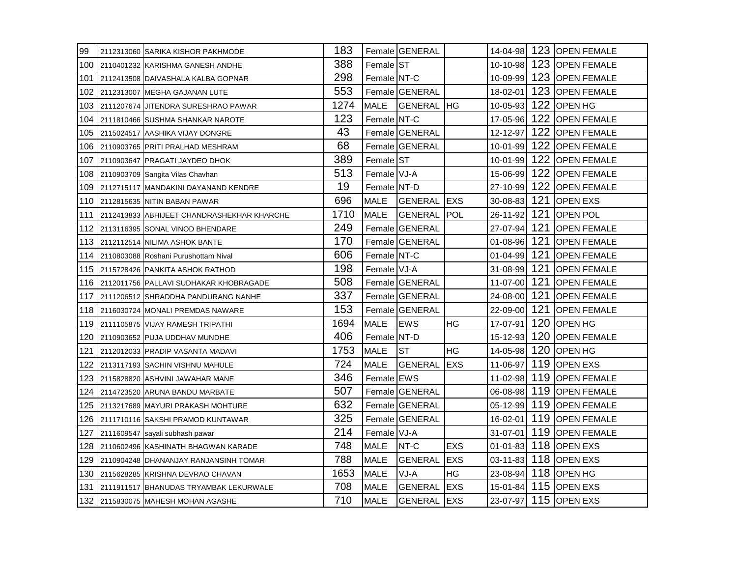| | | | | | | | | | |
|---|---|---|---|---|---|---|---|---|---|
| 99 | 2112313060 | SARIKA KISHOR PAKHMODE | 183 | Female | GENERAL | | 14-04-98 | 123 | OPEN FEMALE |
| 100 | 2110401232 | KARISHMA GANESH ANDHE | 388 | Female | ST | | 10-10-98 | 123 | OPEN FEMALE |
| 101 | 2112413508 | DAIVASHALA KALBA GOPNAR | 298 | Female | NT-C | | 10-09-99 | 123 | OPEN FEMALE |
| 102 | 2112313007 | MEGHA GAJANAN LUTE | 553 | Female | GENERAL | | 18-02-01 | 123 | OPEN FEMALE |
| 103 | 2111207674 | JITENDRA SURESHRAO PAWAR | 1274 | MALE | GENERAL | HG | 10-05-93 | 122 | OPEN HG |
| 104 | 2111810466 | SUSHMA SHANKAR NAROTE | 123 | Female | NT-C | | 17-05-96 | 122 | OPEN FEMALE |
| 105 | 2115024517 | AASHIKA VIJAY DONGRE | 43 | Female | GENERAL | | 12-12-97 | 122 | OPEN FEMALE |
| 106 | 2110903765 | PRITI PRALHAD MESHRAM | 68 | Female | GENERAL | | 10-01-99 | 122 | OPEN FEMALE |
| 107 | 2110903647 | PRAGATI JAYDEO DHOK | 389 | Female | ST | | 10-01-99 | 122 | OPEN FEMALE |
| 108 | 2110903709 | Sangita Vilas Chavhan | 513 | Female | VJ-A | | 15-06-99 | 122 | OPEN FEMALE |
| 109 | 2112715117 | MANDAKINI DAYANAND KENDRE | 19 | Female | NT-D | | 27-10-99 | 122 | OPEN FEMALE |
| 110 | 2112815635 | NITIN BABAN PAWAR | 696 | MALE | GENERAL | EXS | 30-08-83 | 121 | OPEN EXS |
| 111 | 2112413833 | ABHIJEET CHANDRASHEKHAR KHARCHE | 1710 | MALE | GENERAL | POL | 26-11-92 | 121 | OPEN POL |
| 112 | 2113116395 | SONAL VINOD BHENDARE | 249 | Female | GENERAL | | 27-07-94 | 121 | OPEN FEMALE |
| 113 | 2112112514 | NILIMA ASHOK BANTE | 170 | Female | GENERAL | | 01-08-96 | 121 | OPEN FEMALE |
| 114 | 2110803088 | Roshani Purushottam Nival | 606 | Female | NT-C | | 01-04-99 | 121 | OPEN FEMALE |
| 115 | 2115728426 | PANKITA ASHOK RATHOD | 198 | Female | VJ-A | | 31-08-99 | 121 | OPEN FEMALE |
| 116 | 2112011756 | PALLAVI SUDHAKAR KHOBRAGADE | 508 | Female | GENERAL | | 11-07-00 | 121 | OPEN FEMALE |
| 117 | 2111206512 | SHRADDHA PANDURANG NANHE | 337 | Female | GENERAL | | 24-08-00 | 121 | OPEN FEMALE |
| 118 | 2116030724 | MONALI PREMDAS NAWARE | 153 | Female | GENERAL | | 22-09-00 | 121 | OPEN FEMALE |
| 119 | 2111105875 | VIJAY RAMESH TRIPATHI | 1694 | MALE | EWS | HG | 17-07-91 | 120 | OPEN HG |
| 120 | 2110903652 | PUJA UDDHAV MUNDHE | 406 | Female | NT-D | | 15-12-93 | 120 | OPEN FEMALE |
| 121 | 2112012033 | PRADIP VASANTA MADAVI | 1753 | MALE | ST | HG | 14-05-98 | 120 | OPEN HG |
| 122 | 2113117193 | SACHIN VISHNU MAHULE | 724 | MALE | GENERAL | EXS | 11-06-97 | 119 | OPEN EXS |
| 123 | 2115828820 | ASHVINI JAWAHAR MANE | 346 | Female | EWS | | 11-02-98 | 119 | OPEN FEMALE |
| 124 | 2114723520 | ARUNA BANDU MARBATE | 507 | Female | GENERAL | | 06-08-98 | 119 | OPEN FEMALE |
| 125 | 2113217689 | MAYURI PRAKASH MOHTURE | 632 | Female | GENERAL | | 05-12-99 | 119 | OPEN FEMALE |
| 126 | 2111710116 | SAKSHI PRAMOD KUNTAWAR | 325 | Female | GENERAL | | 16-02-01 | 119 | OPEN FEMALE |
| 127 | 2111609547 | sayali subhash pawar | 214 | Female | VJ-A | | 31-07-01 | 119 | OPEN FEMALE |
| 128 | 2110602496 | KASHINATH BHAGWAN KARADE | 748 | MALE | NT-C | EXS | 01-01-83 | 118 | OPEN EXS |
| 129 | 2110904248 | DHANANJAY RANJANSINH TOMAR | 788 | MALE | GENERAL | EXS | 03-11-83 | 118 | OPEN EXS |
| 130 | 2115628285 | KRISHNA DEVRAO CHAVAN | 1653 | MALE | VJ-A | HG | 23-08-94 | 118 | OPEN HG |
| 131 | 2111911517 | BHANUDAS TRYAMBAK LEKURWALE | 708 | MALE | GENERAL | EXS | 15-01-84 | 115 | OPEN EXS |
| 132 | 2115830075 | MAHESH MOHAN AGASHE | 710 | MALE | GENERAL | EXS | 23-07-97 | 115 | OPEN EXS |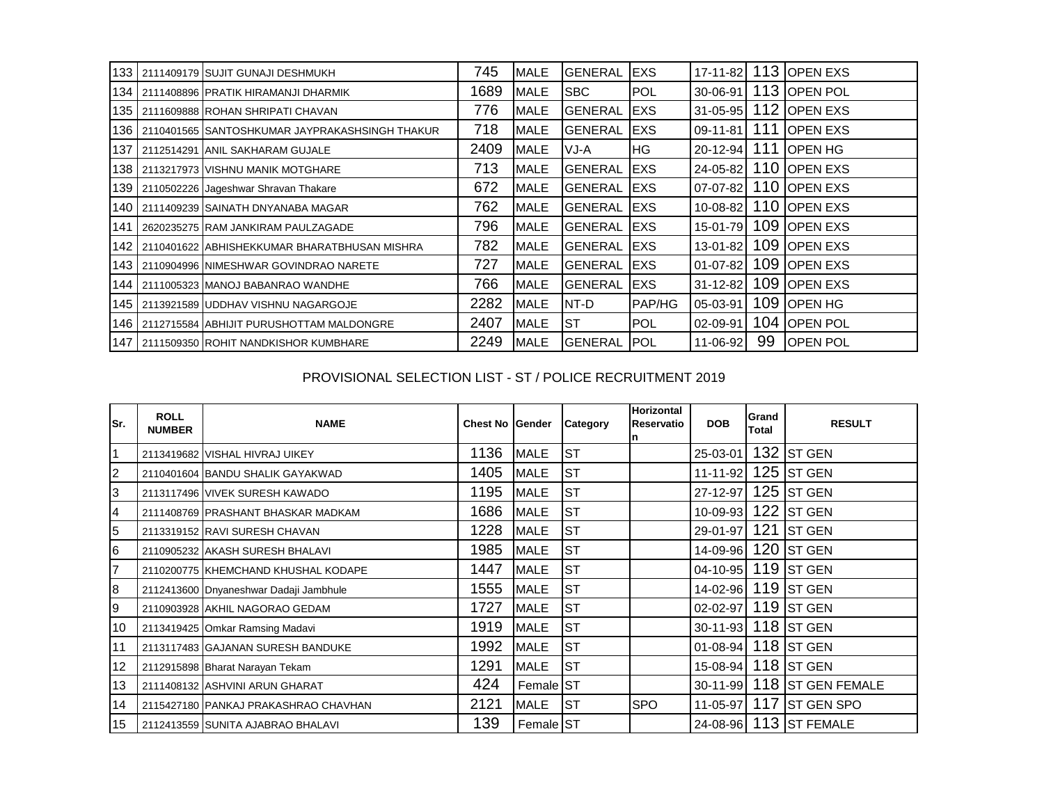| | | | | | | | | | |
|---|---|---|---|---|---|---|---|---|---|
| 133 | 2111409179 | SUJIT GUNAJI DESHMUKH | 745 | MALE | GENERAL | EXS | 17-11-82 | 113 | OPEN EXS |
| 134 | 2111408896 | PRATIK HIRAMANJI DHARMIK | 1689 | MALE | SBC | POL | 30-06-91 | 113 | OPEN POL |
| 135 | 2111609888 | ROHAN SHRIPATI CHAVAN | 776 | MALE | GENERAL | EXS | 31-05-95 | 112 | OPEN EXS |
| 136 | 2110401565 | SANTOSHKUMAR JAYPRAKASHSINGH THAKUR | 718 | MALE | GENERAL | EXS | 09-11-81 | 111 | OPEN EXS |
| 137 | 2112514291 | ANIL SAKHARAM GUJALE | 2409 | MALE | VJ-A | HG | 20-12-94 | 111 | OPEN HG |
| 138 | 2113217973 | VISHNU MANIK MOTGHARE | 713 | MALE | GENERAL | EXS | 24-05-82 | 110 | OPEN EXS |
| 139 | 2110502226 | Jageshwar Shravan Thakare | 672 | MALE | GENERAL | EXS | 07-07-82 | 110 | OPEN EXS |
| 140 | 2111409239 | SAINATH DNYANABA MAGAR | 762 | MALE | GENERAL | EXS | 10-08-82 | 110 | OPEN EXS |
| 141 | 2620235275 | RAM JANKIRAM PAULZAGADE | 796 | MALE | GENERAL | EXS | 15-01-79 | 109 | OPEN EXS |
| 142 | 2110401622 | ABHISHEKKUMAR BHARATBHUSAN MISHRA | 782 | MALE | GENERAL | EXS | 13-01-82 | 109 | OPEN EXS |
| 143 | 2110904996 | NIMESHWAR GOVINDRAO NARETE | 727 | MALE | GENERAL | EXS | 01-07-82 | 109 | OPEN EXS |
| 144 | 2111005323 | MANOJ BABANRAO WANDHE | 766 | MALE | GENERAL | EXS | 31-12-82 | 109 | OPEN EXS |
| 145 | 2113921589 | UDDHAV VISHNU NAGARGOJE | 2282 | MALE | NT-D | PAP/HG | 05-03-91 | 109 | OPEN HG |
| 146 | 2112715584 | ABHIJIT PURUSHOTTAM MALDONGRE | 2407 | MALE | ST | POL | 02-09-91 | 104 | OPEN POL |
| 147 | 2111509350 | ROHIT NANDKISHOR KUMBHARE | 2249 | MALE | GENERAL | POL | 11-06-92 | 99 | OPEN POL |

## PROVISIONAL SELECTION LIST - ST / POLICE RECRUITMENT 2019

| Sr. | ROLL NUMBER | NAME | Chest No | Gender | Category | Horizontal Reservation | DOB | Grand Total | RESULT |
|---|---|---|---|---|---|---|---|---|---|
| 1 | 2113419682 | VISHAL HIVRAJ UIKEY | 1136 | MALE | ST | | 25-03-01 | 132 | ST GEN |
| 2 | 2110401604 | BANDU SHALIK GAYAKWAD | 1405 | MALE | ST | | 11-11-92 | 125 | ST GEN |
| 3 | 2113117496 | VIVEK SURESH KAWADO | 1195 | MALE | ST | | 27-12-97 | 125 | ST GEN |
| 4 | 2111408769 | PRASHANT BHASKAR MADKAM | 1686 | MALE | ST | | 10-09-93 | 122 | ST GEN |
| 5 | 2113319152 | RAVI SURESH CHAVAN | 1228 | MALE | ST | | 29-01-97 | 121 | ST GEN |
| 6 | 2110905232 | AKASH SURESH BHALAVI | 1985 | MALE | ST | | 14-09-96 | 120 | ST GEN |
| 7 | 2110200775 | KHEMCHAND KHUSHAL KODAPE | 1447 | MALE | ST | | 04-10-95 | 119 | ST GEN |
| 8 | 2112413600 | Dnyaneshwar Dadaji Jambhule | 1555 | MALE | ST | | 14-02-96 | 119 | ST GEN |
| 9 | 2110903928 | AKHIL NAGORAO GEDAM | 1727 | MALE | ST | | 02-02-97 | 119 | ST GEN |
| 10 | 2113419425 | Omkar Ramsing Madavi | 1919 | MALE | ST | | 30-11-93 | 118 | ST GEN |
| 11 | 2113117483 | GAJANAN SURESH BANDUKE | 1992 | MALE | ST | | 01-08-94 | 118 | ST GEN |
| 12 | 2112915898 | Bharat Narayan Tekam | 1291 | MALE | ST | | 15-08-94 | 118 | ST GEN |
| 13 | 2111408132 | ASHVINI ARUN GHARAT | 424 | Female | ST | | 30-11-99 | 118 | ST GEN FEMALE |
| 14 | 2115427180 | PANKAJ PRAKASHRAO CHAVHAN | 2121 | MALE | ST | SPO | 11-05-97 | 117 | ST GEN SPO |
| 15 | 2112413559 | SUNITA AJABRAO BHALAVI | 139 | Female | ST | | 24-08-96 | 113 | ST FEMALE |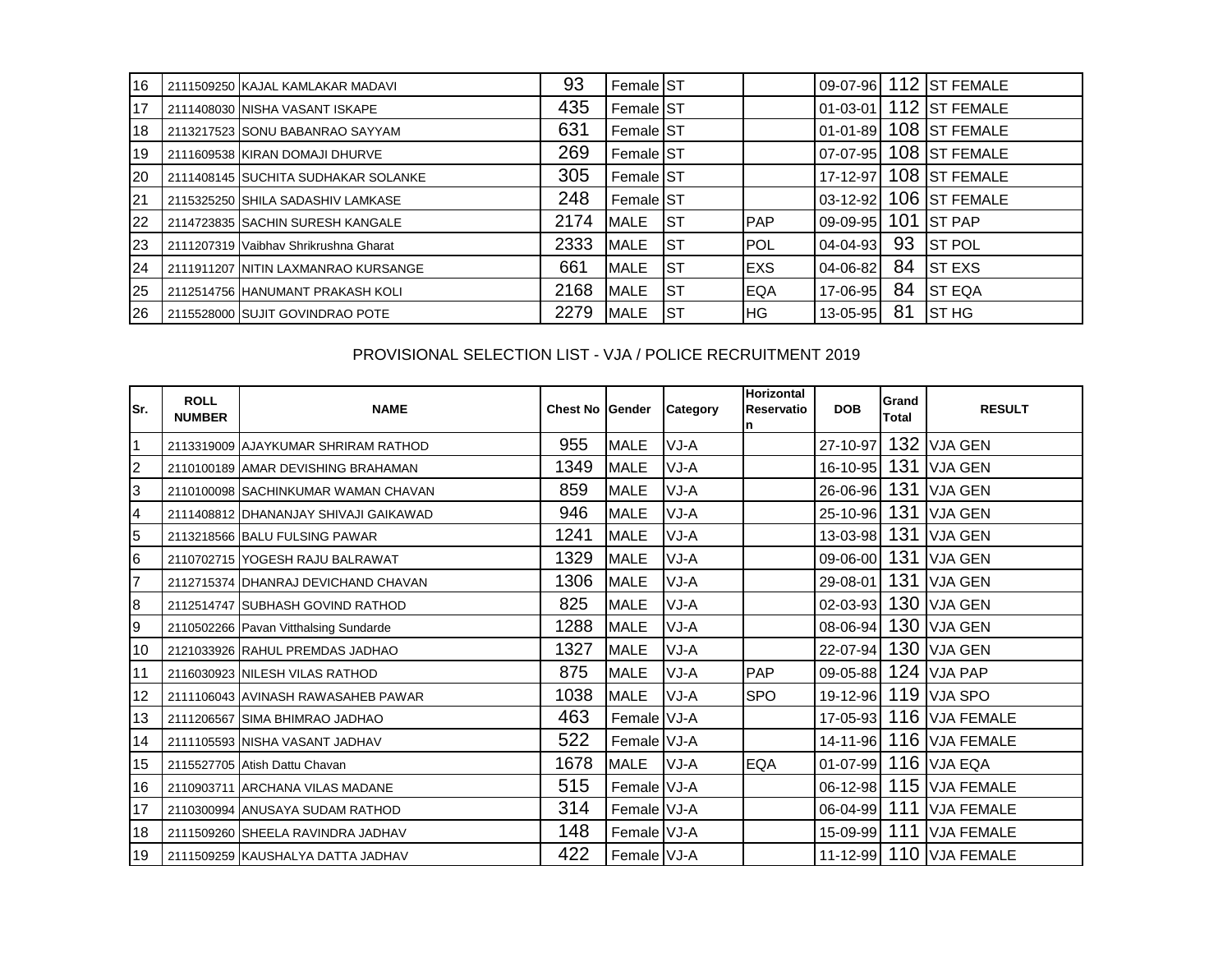| 16 | 2111509250 | KAJAL KAMLAKAR MADAVI | 93 | Female | ST | | 09-07-96 | 112 | ST FEMALE |
|---|---|---|---|---|---|---|---|---|---|
| 17 | 2111408030 | NISHA VASANT ISKAPE | 435 | Female | ST | | 01-03-01 | 112 | ST FEMALE |
| 18 | 2113217523 | SONU BABANRAO SAYYAM | 631 | Female | ST | | 01-01-89 | 108 | ST FEMALE |
| 19 | 2111609538 | KIRAN DOMAJI DHURVE | 269 | Female | ST | | 07-07-95 | 108 | ST FEMALE |
| 20 | 2111408145 | SUCHITA SUDHAKAR SOLANKE | 305 | Female | ST | | 17-12-97 | 108 | ST FEMALE |
| 21 | 2115325250 | SHILA SADASHIV LAMKASE | 248 | Female | ST | | 03-12-92 | 106 | ST FEMALE |
| 22 | 2114723835 | SACHIN SURESH KANGALE | 2174 | MALE | ST | PAP | 09-09-95 | 101 | ST PAP |
| 23 | 2111207319 | Vaibhav Shrikrushna Gharat | 2333 | MALE | ST | POL | 04-04-93 | 93 | ST POL |
| 24 | 2111911207 | NITIN LAXMANRAO KURSANGE | 661 | MALE | ST | EXS | 04-06-82 | 84 | ST EXS |
| 25 | 2112514756 | HANUMANT PRAKASH KOLI | 2168 | MALE | ST | EQA | 17-06-95 | 84 | ST EQA |
| 26 | 2115528000 | SUJIT GOVINDRAO POTE | 2279 | MALE | ST | HG | 13-05-95 | 81 | ST HG |

## PROVISIONAL SELECTION LIST - VJA / POLICE RECRUITMENT 2019

| Sr. | ROLL NUMBER | NAME | Chest No | Gender | Category | Horizontal Reservation | DOB | Grand Total | RESULT |
|---|---|---|---|---|---|---|---|---|---|
| 1 | 2113319009 | AJAYKUMAR SHRIRAM RATHOD | 955 | MALE | VJ-A | | 27-10-97 | 132 | VJA GEN |
| 2 | 2110100189 | AMAR DEVISHING BRAHAMAN | 1349 | MALE | VJ-A | | 16-10-95 | 131 | VJA GEN |
| 3 | 2110100098 | SACHINKUMAR WAMAN CHAVAN | 859 | MALE | VJ-A | | 26-06-96 | 131 | VJA GEN |
| 4 | 2111408812 | DHANANJAY SHIVAJI GAIKAWAD | 946 | MALE | VJ-A | | 25-10-96 | 131 | VJA GEN |
| 5 | 2113218566 | BALU FULSING PAWAR | 1241 | MALE | VJ-A | | 13-03-98 | 131 | VJA GEN |
| 6 | 2110702715 | YOGESH RAJU BALRAWAT | 1329 | MALE | VJ-A | | 09-06-00 | 131 | VJA GEN |
| 7 | 2112715374 | DHANRAJ DEVICHAND CHAVAN | 1306 | MALE | VJ-A | | 29-08-01 | 131 | VJA GEN |
| 8 | 2112514747 | SUBHASH GOVIND RATHOD | 825 | MALE | VJ-A | | 02-03-93 | 130 | VJA GEN |
| 9 | 2110502266 | Pavan Vitthalsing Sundarde | 1288 | MALE | VJ-A | | 08-06-94 | 130 | VJA GEN |
| 10 | 2121033926 | RAHUL PREMDAS JADHAO | 1327 | MALE | VJ-A | | 22-07-94 | 130 | VJA GEN |
| 11 | 2116030923 | NILESH VILAS RATHOD | 875 | MALE | VJ-A | PAP | 09-05-88 | 124 | VJA PAP |
| 12 | 2111106043 | AVINASH RAWASAHEB PAWAR | 1038 | MALE | VJ-A | SPO | 19-12-96 | 119 | VJA SPO |
| 13 | 2111206567 | SIMA BHIMRAO JADHAO | 463 | Female | VJ-A | | 17-05-93 | 116 | VJA FEMALE |
| 14 | 2111105593 | NISHA VASANT JADHAV | 522 | Female | VJ-A | | 14-11-96 | 116 | VJA FEMALE |
| 15 | 2115527705 | Atish Dattu Chavan | 1678 | MALE | VJ-A | EQA | 01-07-99 | 116 | VJA EQA |
| 16 | 2110903711 | ARCHANA VILAS MADANE | 515 | Female | VJ-A | | 06-12-98 | 115 | VJA FEMALE |
| 17 | 2110300994 | ANUSAYA SUDAM RATHOD | 314 | Female | VJ-A | | 06-04-99 | 111 | VJA FEMALE |
| 18 | 2111509260 | SHEELA RAVINDRA JADHAV | 148 | Female | VJ-A | | 15-09-99 | 111 | VJA FEMALE |
| 19 | 2111509259 | KAUSHALYA DATTA JADHAV | 422 | Female | VJ-A | | 11-12-99 | 110 | VJA FEMALE |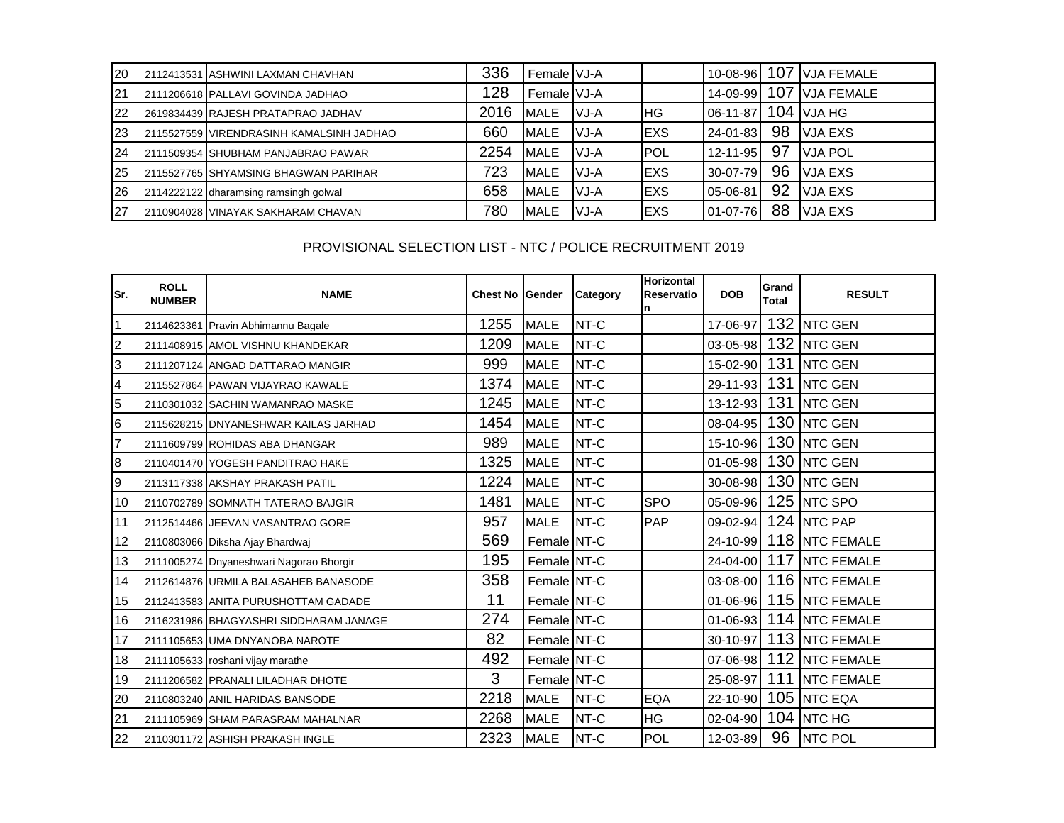| 20 | 2112413531 | ASHWINI LAXMAN CHAVHAN | 336 | Female | VJ-A | | 10-08-96 | 107 | VJA FEMALE |
|---|---|---|---|---|---|---|---|---|---|
| 21 | 2111206618 | PALLAVI GOVINDA JADHAO | 128 | Female | VJ-A | | 14-09-99 | 107 | VJA FEMALE |
| 22 | 2619834439 | RAJESH PRATAPRAO JADHAV | 2016 | MALE | VJ-A | HG | 06-11-87 | 104 | VJA HG |
| 23 | 2115527559 | VIRENDRASINH KAMALSINH JADHAO | 660 | MALE | VJ-A | EXS | 24-01-83 | 98 | VJA EXS |
| 24 | 2111509354 | SHUBHAM PANJABRAO PAWAR | 2254 | MALE | VJ-A | POL | 12-11-95 | 97 | VJA POL |
| 25 | 2115527765 | SHYAMSING BHAGWAN PARIHAR | 723 | MALE | VJ-A | EXS | 30-07-79 | 96 | VJA EXS |
| 26 | 2114222122 | dharamsing ramsingh golwal | 658 | MALE | VJ-A | EXS | 05-06-81 | 92 | VJA EXS |
| 27 | 2110904028 | VINAYAK SAKHARAM CHAVAN | 780 | MALE | VJ-A | EXS | 01-07-76 | 88 | VJA EXS |

## PROVISIONAL SELECTION LIST - NTC / POLICE RECRUITMENT 2019

| Sr. | ROLL NUMBER | NAME | Chest No | Gender | Category | Horizontal Reservation | DOB | Grand Total | RESULT |
|---|---|---|---|---|---|---|---|---|---|
| 1 | 2114623361 | Pravin Abhimannu Bagale | 1255 | MALE | NT-C | | 17-06-97 | 132 | NTC GEN |
| 2 | 2111408915 | AMOL VISHNU KHANDEKAR | 1209 | MALE | NT-C | | 03-05-98 | 132 | NTC GEN |
| 3 | 2111207124 | ANGAD DATTARAO MANGIR | 999 | MALE | NT-C | | 15-02-90 | 131 | NTC GEN |
| 4 | 2115527864 | PAWAN VIJAYRAO KAWALE | 1374 | MALE | NT-C | | 29-11-93 | 131 | NTC GEN |
| 5 | 2110301032 | SACHIN WAMANRAO MASKE | 1245 | MALE | NT-C | | 13-12-93 | 131 | NTC GEN |
| 6 | 2115628215 | DNYANESHWAR KAILAS JARHAD | 1454 | MALE | NT-C | | 08-04-95 | 130 | NTC GEN |
| 7 | 2111609799 | ROHIDAS ABA DHANGAR | 989 | MALE | NT-C | | 15-10-96 | 130 | NTC GEN |
| 8 | 2110401470 | YOGESH PANDITRAO HAKE | 1325 | MALE | NT-C | | 01-05-98 | 130 | NTC GEN |
| 9 | 2113117338 | AKSHAY PRAKASH PATIL | 1224 | MALE | NT-C | | 30-08-98 | 130 | NTC GEN |
| 10 | 2110702789 | SOMNATH TATERAO BAJGIR | 1481 | MALE | NT-C | SPO | 05-09-96 | 125 | NTC SPO |
| 11 | 2112514466 | JEEVAN VASANTRAO GORE | 957 | MALE | NT-C | PAP | 09-02-94 | 124 | NTC PAP |
| 12 | 2110803066 | Diksha Ajay Bhardwaj | 569 | Female | NT-C | | 24-10-99 | 118 | NTC FEMALE |
| 13 | 2111005274 | Dnyaneshwari Nagorao Bhorgir | 195 | Female | NT-C | | 24-04-00 | 117 | NTC FEMALE |
| 14 | 2112614876 | URMILA BALASAHEB BANASODE | 358 | Female | NT-C | | 03-08-00 | 116 | NTC FEMALE |
| 15 | 2112413583 | ANITA PURUSHOTTAM GADADE | 11 | Female | NT-C | | 01-06-96 | 115 | NTC FEMALE |
| 16 | 2116231986 | BHAGYASHRI SIDDHARAM JANAGE | 274 | Female | NT-C | | 01-06-93 | 114 | NTC FEMALE |
| 17 | 2111105653 | UMA DNYANOBA NAROTE | 82 | Female | NT-C | | 30-10-97 | 113 | NTC FEMALE |
| 18 | 2111105633 | roshani vijay marathe | 492 | Female | NT-C | | 07-06-98 | 112 | NTC FEMALE |
| 19 | 2111206582 | PRANALI LILADHAR DHOTE | 3 | Female | NT-C | | 25-08-97 | 111 | NTC FEMALE |
| 20 | 2110803240 | ANIL HARIDAS BANSODE | 2218 | MALE | NT-C | EQA | 22-10-90 | 105 | NTC EQA |
| 21 | 2111105969 | SHAM PARASRAM MAHALNAR | 2268 | MALE | NT-C | HG | 02-04-90 | 104 | NTC HG |
| 22 | 2110301172 | ASHISH PRAKASH INGLE | 2323 | MALE | NT-C | POL | 12-03-89 | 96 | NTC POL |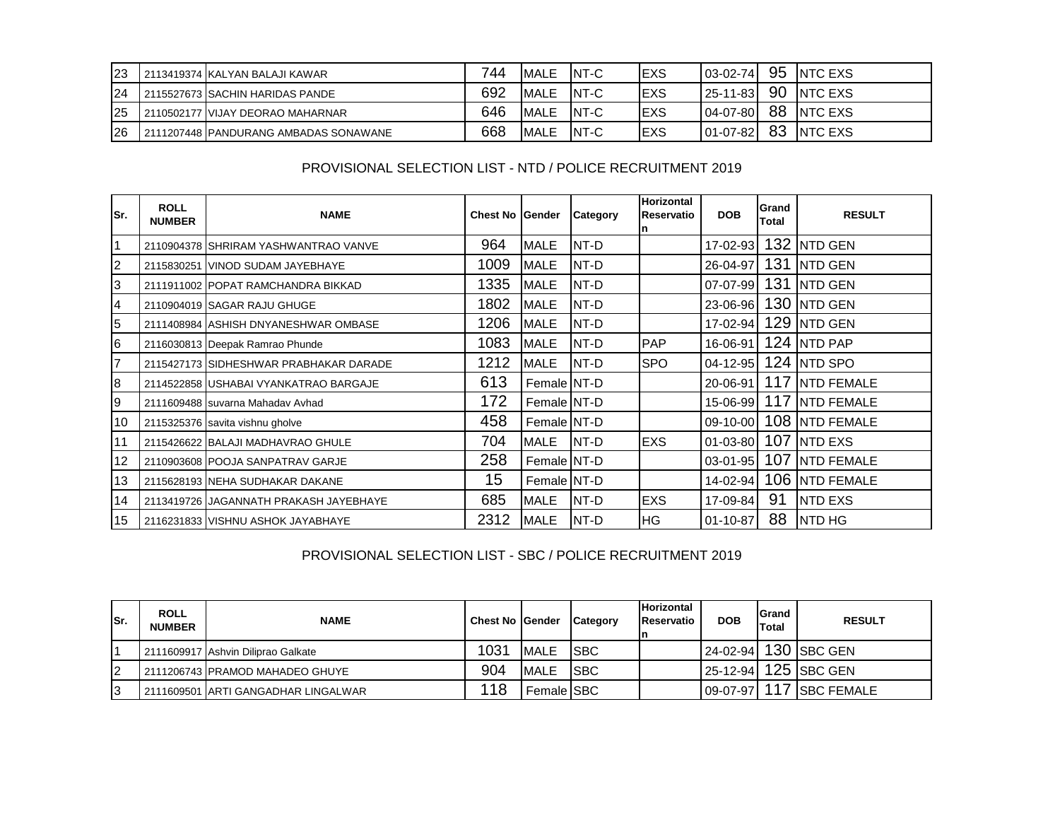| 23 | 2113419374 | KALYAN BALAJI KAWAR | 744 | MALE | NT-C | EXS | 03-02-74 | 95 | NTC EXS |
|---|---|---|---|---|---|---|---|---|---|
| 24 | 2115527673 | SACHIN HARIDAS PANDE | 692 | MALE | NT-C | EXS | 25-11-83 | 90 | NTC EXS |
| 25 | 2110502177 | VIJAY DEORAO MAHARNAR | 646 | MALE | NT-C | EXS | 04-07-80 | 88 | NTC EXS |
| 26 | 2111207448 | PANDURANG AMBADAS SONAWANE | 668 | MALE | NT-C | EXS | 01-07-82 | 83 | NTC EXS |

## PROVISIONAL SELECTION LIST - NTD / POLICE RECRUITMENT 2019

| Sr. | ROLL NUMBER | NAME | Chest No | Gender | Category | Horizontal Reservation | DOB | Grand Total | RESULT |
|---|---|---|---|---|---|---|---|---|---|
| 1 | 2110904378 | SHRIRAM YASHWANTRAO VANVE | 964 | MALE | NT-D | | 17-02-93 | 132 | NTD GEN |
| 2 | 2115830251 | VINOD SUDAM JAYEBHAYE | 1009 | MALE | NT-D | | 26-04-97 | 131 | NTD GEN |
| 3 | 2111911002 | POPAT RAMCHANDRA BIKKAD | 1335 | MALE | NT-D | | 07-07-99 | 131 | NTD GEN |
| 4 | 2110904019 | SAGAR RAJU GHUGE | 1802 | MALE | NT-D | | 23-06-96 | 130 | NTD GEN |
| 5 | 2111408984 | ASHISH DNYANESHWAR OMBASE | 1206 | MALE | NT-D | | 17-02-94 | 129 | NTD GEN |
| 6 | 2116030813 | Deepak Ramrao Phunde | 1083 | MALE | NT-D | PAP | 16-06-91 | 124 | NTD PAP |
| 7 | 2115427173 | SIDHESHWAR PRABHAKAR DARADE | 1212 | MALE | NT-D | SPO | 04-12-95 | 124 | NTD SPO |
| 8 | 2114522858 | USHABAI VYANKATRAO BARGAJE | 613 | Female | NT-D | | 20-06-91 | 117 | NTD FEMALE |
| 9 | 2111609488 | suvarna Mahadav Avhad | 172 | Female | NT-D | | 15-06-99 | 117 | NTD FEMALE |
| 10 | 2115325376 | savita vishnu gholve | 458 | Female | NT-D | | 09-10-00 | 108 | NTD FEMALE |
| 11 | 2115426622 | BALAJI MADHAVRAO GHULE | 704 | MALE | NT-D | EXS | 01-03-80 | 107 | NTD EXS |
| 12 | 2110903608 | POOJA SANPATRAV GARJE | 258 | Female | NT-D | | 03-01-95 | 107 | NTD FEMALE |
| 13 | 2115628193 | NEHA SUDHAKAR DAKANE | 15 | Female | NT-D | | 14-02-94 | 106 | NTD FEMALE |
| 14 | 2113419726 | JAGANNATH PRAKASH JAYEBHAYE | 685 | MALE | NT-D | EXS | 17-09-84 | 91 | NTD EXS |
| 15 | 2116231833 | VISHNU ASHOK JAYABHAYE | 2312 | MALE | NT-D | HG | 01-10-87 | 88 | NTD HG |

## PROVISIONAL SELECTION LIST - SBC / POLICE RECRUITMENT 2019

| Sr. | ROLL NUMBER | NAME | Chest No | Gender | Category | Horizontal Reservation | DOB | Grand Total | RESULT |
|---|---|---|---|---|---|---|---|---|---|
| 1 | 2111609917 | Ashvin Diliprao Galkate | 1031 | MALE | SBC | | 24-02-94 | 130 | SBC GEN |
| 2 | 2111206743 | PRAMOD MAHADEO GHUYE | 904 | MALE | SBC | | 25-12-94 | 125 | SBC GEN |
| 3 | 2111609501 | ARTI GANGADHAR LINGALWAR | 118 | Female | SBC | | 09-07-97 | 117 | SBC FEMALE |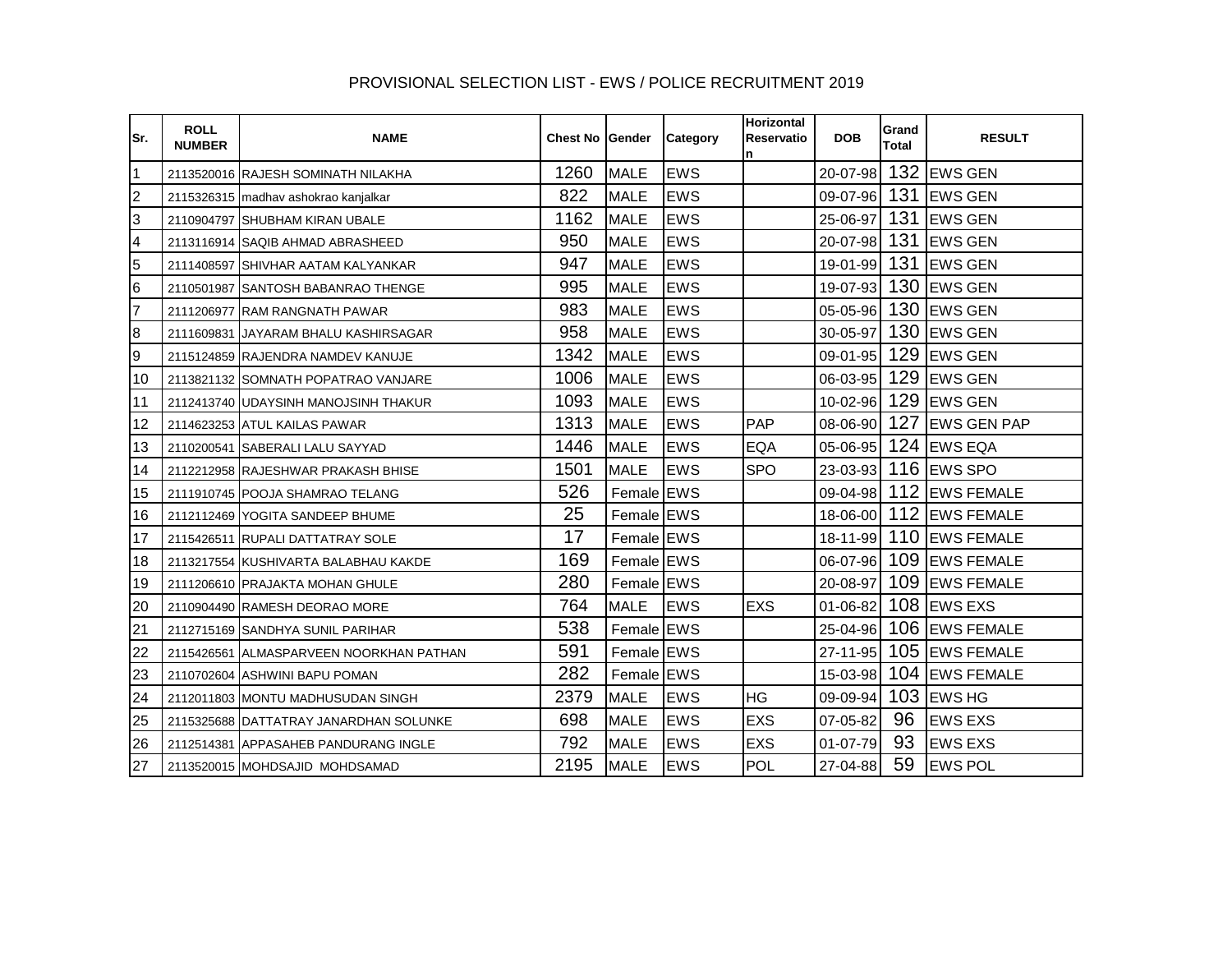# PROVISIONAL SELECTION LIST - EWS / POLICE RECRUITMENT 2019

| Sr. | ROLL NUMBER | NAME | Chest No | Gender | Category | Horizontal Reservation | DOB | Grand Total | RESULT |
|---|---|---|---|---|---|---|---|---|---|
| 1 | 2113520016 | RAJESH SOMINATH NILAKHA | 1260 | MALE | EWS | | 20-07-98 | 132 | EWS GEN |
| 2 | 2115326315 | madhav ashokrao kanjalkar | 822 | MALE | EWS | | 09-07-96 | 131 | EWS GEN |
| 3 | 2110904797 | SHUBHAM KIRAN UBALE | 1162 | MALE | EWS | | 25-06-97 | 131 | EWS GEN |
| 4 | 2113116914 | SAQIB AHMAD ABRASHEED | 950 | MALE | EWS | | 20-07-98 | 131 | EWS GEN |
| 5 | 2111408597 | SHIVHAR AATAM KALYANKAR | 947 | MALE | EWS | | 19-01-99 | 131 | EWS GEN |
| 6 | 2110501987 | SANTOSH BABANRAO THENGE | 995 | MALE | EWS | | 19-07-93 | 130 | EWS GEN |
| 7 | 2111206977 | RAM RANGNATH PAWAR | 983 | MALE | EWS | | 05-05-96 | 130 | EWS GEN |
| 8 | 2111609831 | JAYARAM BHALU KASHIRSAGAR | 958 | MALE | EWS | | 30-05-97 | 130 | EWS GEN |
| 9 | 2115124859 | RAJENDRA NAMDEV KANUJE | 1342 | MALE | EWS | | 09-01-95 | 129 | EWS GEN |
| 10 | 2113821132 | SOMNATH POPATRAO VANJARE | 1006 | MALE | EWS | | 06-03-95 | 129 | EWS GEN |
| 11 | 2112413740 | UDAYSINH MANOJSINH THAKUR | 1093 | MALE | EWS | | 10-02-96 | 129 | EWS GEN |
| 12 | 2114623253 | ATUL KAILAS PAWAR | 1313 | MALE | EWS | PAP | 08-06-90 | 127 | EWS GEN PAP |
| 13 | 2110200541 | SABERALI LALU SAYYAD | 1446 | MALE | EWS | EQA | 05-06-95 | 124 | EWS EQA |
| 14 | 2112212958 | RAJESHWAR PRAKASH BHISE | 1501 | MALE | EWS | SPO | 23-03-93 | 116 | EWS SPO |
| 15 | 2111910745 | POOJA SHAMRAO TELANG | 526 | Female | EWS | | 09-04-98 | 112 | EWS FEMALE |
| 16 | 2112112469 | YOGITA SANDEEP BHUME | 25 | Female | EWS | | 18-06-00 | 112 | EWS FEMALE |
| 17 | 2115426511 | RUPALI DATTATRAY SOLE | 17 | Female | EWS | | 18-11-99 | 110 | EWS FEMALE |
| 18 | 2113217554 | KUSHIVARTA BALABHAU KAKDE | 169 | Female | EWS | | 06-07-96 | 109 | EWS FEMALE |
| 19 | 2111206610 | PRAJAKTA MOHAN GHULE | 280 | Female | EWS | | 20-08-97 | 109 | EWS FEMALE |
| 20 | 2110904490 | RAMESH DEORAO MORE | 764 | MALE | EWS | EXS | 01-06-82 | 108 | EWS EXS |
| 21 | 2112715169 | SANDHYA SUNIL PARIHAR | 538 | Female | EWS | | 25-04-96 | 106 | EWS FEMALE |
| 22 | 2115426561 | ALMASPARVEEN NOORKHAN PATHAN | 591 | Female | EWS | | 27-11-95 | 105 | EWS FEMALE |
| 23 | 2110702604 | ASHWINI BAPU POMAN | 282 | Female | EWS | | 15-03-98 | 104 | EWS FEMALE |
| 24 | 2112011803 | MONTU MADHUSUDAN SINGH | 2379 | MALE | EWS | HG | 09-09-94 | 103 | EWS HG |
| 25 | 2115325688 | DATTATRAY JANARDHAN SOLUNKE | 698 | MALE | EWS | EXS | 07-05-82 | 96 | EWS EXS |
| 26 | 2112514381 | APPASAHEB PANDURANG INGLE | 792 | MALE | EWS | EXS | 01-07-79 | 93 | EWS EXS |
| 27 | 2113520015 | MOHDSAJID MOHDSAMAD | 2195 | MALE | EWS | POL | 27-04-88 | 59 | EWS POL |